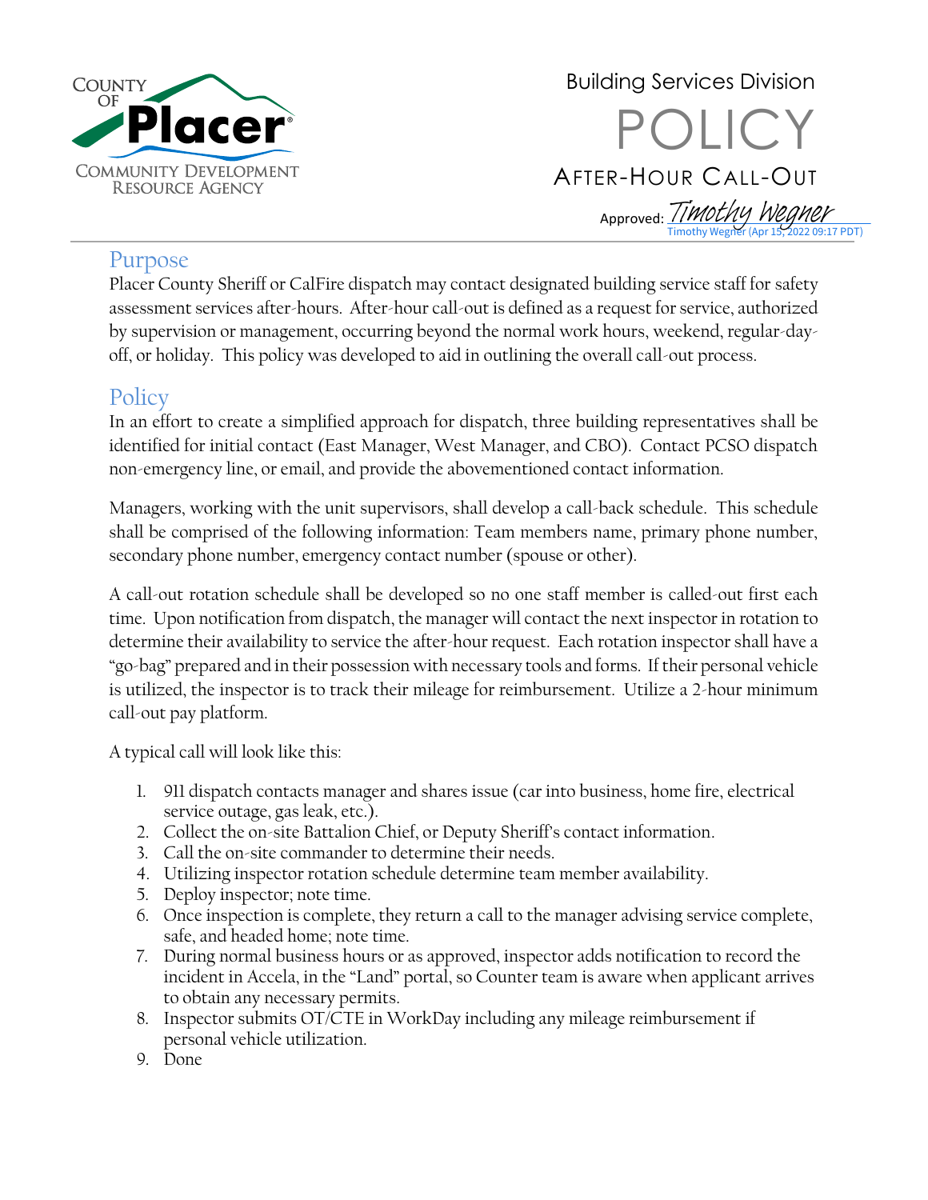COUNTY OF Placer

COMMUNITY DEVELOPMENT RESOURCE AGENCY

Building Services Division

# POLICY

## AFTER-HOUR CALL-OUT

Approved: Timothy Wegner
Timothy Wegner (Apr 15, 2022 09:17 PDT)

## Purpose

Placer County Sheriff or CalFire dispatch may contact designated building service staff for safety assessment services after-hours. After-hour call-out is defined as a request for service, authorized by supervision or management, occurring beyond the normal work hours, weekend, regular-day-off, or holiday. This policy was developed to aid in outlining the overall call-out process.

## Policy

In an effort to create a simplified approach for dispatch, three building representatives shall be identified for initial contact (East Manager, West Manager, and CBO). Contact PCSO dispatch non-emergency line, or email, and provide the abovementioned contact information.

Managers, working with the unit supervisors, shall develop a call-back schedule. This schedule shall be comprised of the following information: Team members name, primary phone number, secondary phone number, emergency contact number (spouse or other).

A call-out rotation schedule shall be developed so no one staff member is called-out first each time. Upon notification from dispatch, the manager will contact the next inspector in rotation to determine their availability to service the after-hour request. Each rotation inspector shall have a "go-bag" prepared and in their possession with necessary tools and forms. If their personal vehicle is utilized, the inspector is to track their mileage for reimbursement. Utilize a 2-hour minimum call-out pay platform.

A typical call will look like this:

1. 911 dispatch contacts manager and shares issue (car into business, home fire, electrical service outage, gas leak, etc.).
2. Collect the on-site Battalion Chief, or Deputy Sheriff's contact information.
3. Call the on-site commander to determine their needs.
4. Utilizing inspector rotation schedule determine team member availability.
5. Deploy inspector; note time.
6. Once inspection is complete, they return a call to the manager advising service complete, safe, and headed home; note time.
7. During normal business hours or as approved, inspector adds notification to record the incident in Accela, in the "Land" portal, so Counter team is aware when applicant arrives to obtain any necessary permits.
8. Inspector submits OT/CTE in WorkDay including any mileage reimbursement if personal vehicle utilization.
9. Done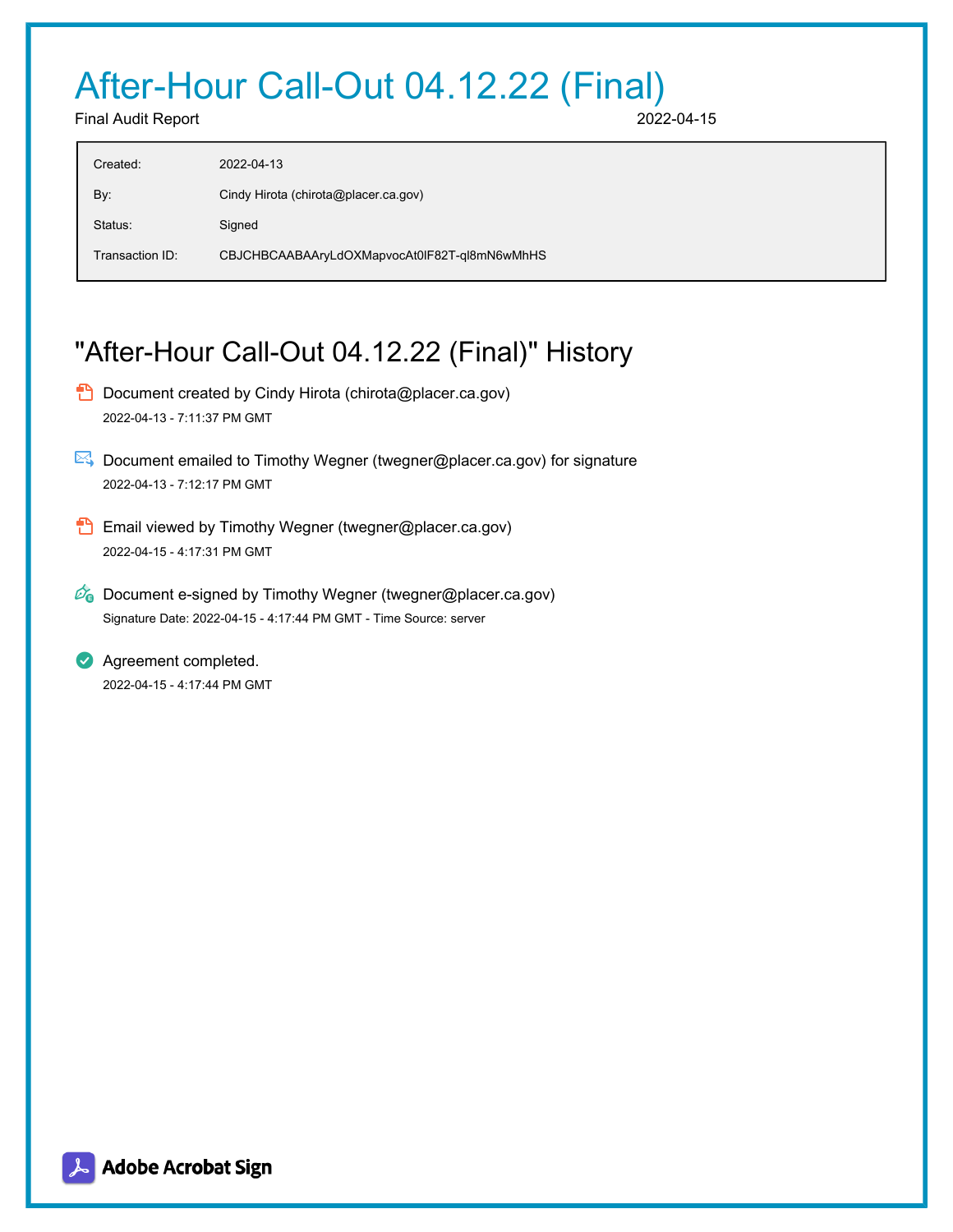// After-Hour Call-Out 04.12.22 (Final)

Final Audit Report 2022-04-15

| | |
|---|---|
| Created: | 2022-04-13 |
| By: | Cindy Hirota (chirota@placer.ca.gov) |
| Status: | Signed |
| Transaction ID: | CBJCHBCAABAAryLdOXMapvocAt0lF82T-ql8mN6wMhHS |

## "After-Hour Call-Out 04.12.22 (Final)" History

- Document created by Cindy Hirota (chirota@placer.ca.gov)
  2022-04-13 - 7:11:37 PM GMT

- Document emailed to Timothy Wegner (twegner@placer.ca.gov) for signature
  2022-04-13 - 7:12:17 PM GMT

- Email viewed by Timothy Wegner (twegner@placer.ca.gov)
  2022-04-15 - 4:17:31 PM GMT

- Document e-signed by Timothy Wegner (twegner@placer.ca.gov)
  Signature Date: 2022-04-15 - 4:17:44 PM GMT - Time Source: server

- Agreement completed.
  2022-04-15 - 4:17:44 PM GMT

Adobe Acrobat Sign